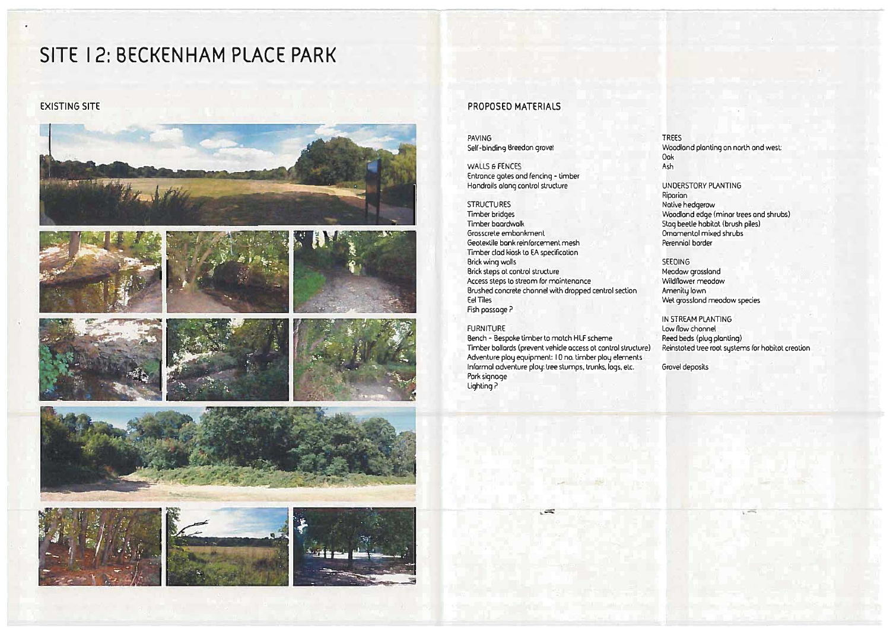# SITE 12: BECKENHAM PLACE PARK

## EXISTING SITE

## PROPOSED MATERIALS

PAVING
Self-binding Breedon gravel

WALLS & FENCES
Entrance gates and fencing - timber
Handrails along control structure

STRUCTURES
Timber bridges
Timber boardwalk
Grasscrete embankment
Geotextile bank reinforcement mesh
Timber clad kiosk to EA specification
Brick wing walls
Brick steps at control structure
Access steps to stream for maintenance
Brushed concrete channel with dropped central section
Eel Tiles
Fish passage ?

FURNITURE
Bench - Bespoke timber to match HLF scheme
Timber bollards (prevent vehicle access at control structure)
Adventure play equipment: 10 no. timber play elements
Informal adventure play: tree stumps, trunks, logs, etc.
Park signage
Lighting ?

TREES
Woodland planting on north and west:
Oak
Ash

UNDERSTORY PLANTING
Riparian
Native hedgerow
Woodland edge (minor trees and shrubs)
Stag beetle habitat (brush piles)
Ornamental mixed shrubs
Perennial border

SEEDING
Meadow grassland
Wildflower meadow
Amenity lawn
Wet grassland meadow species

IN STREAM PLANTING
Low flow channel
Reed beds (plug planting)
Reinstated tree root systems for habitat creation

Gravel deposits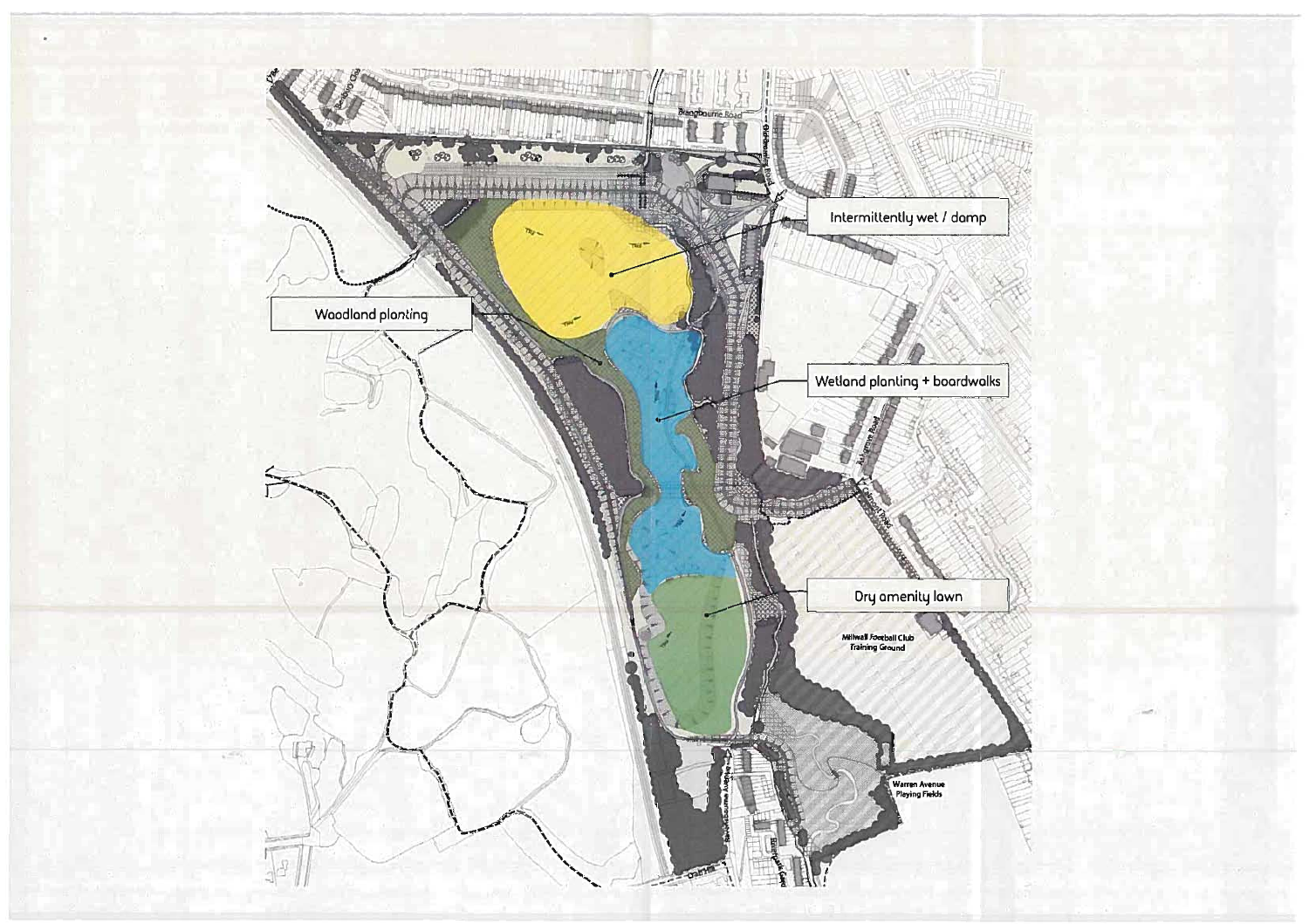Intermittently wet / damp

Woodland planting

Wetland planting + boardwalks

Dry amenity lawn

Millwall Football Club Training Ground

Warren Avenue Playing Fields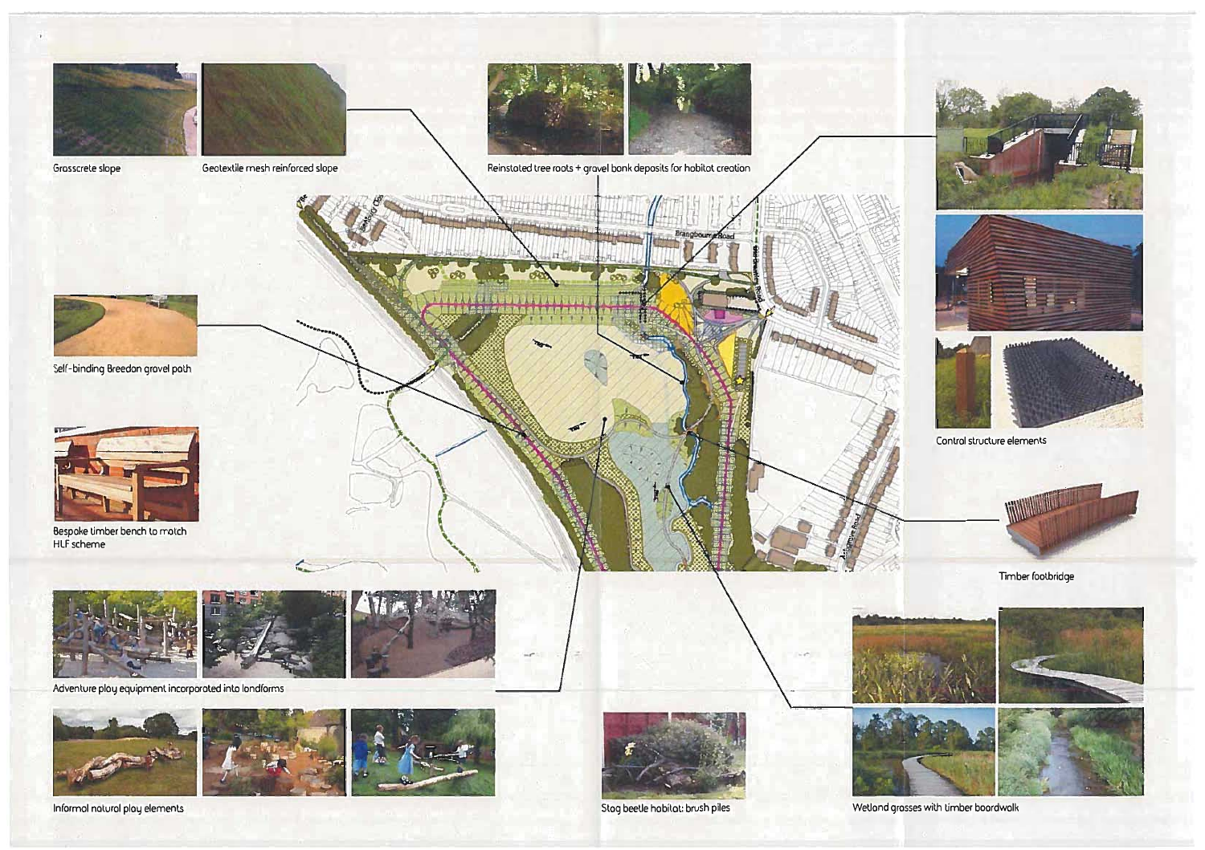Grasscrete slope

Geotextile mesh reinforced slope

Reinstated tree roots + gravel bank deposits for habitat creation

Control structure elements

Self-binding Breedon gravel path

Bespoke timber bench to match HLF scheme

Timber footbridge

Adventure play equipment incorporated into landforms

Informal natural play elements

Stag beetle habitat: brush piles

Wetland grasses with timber boardwalk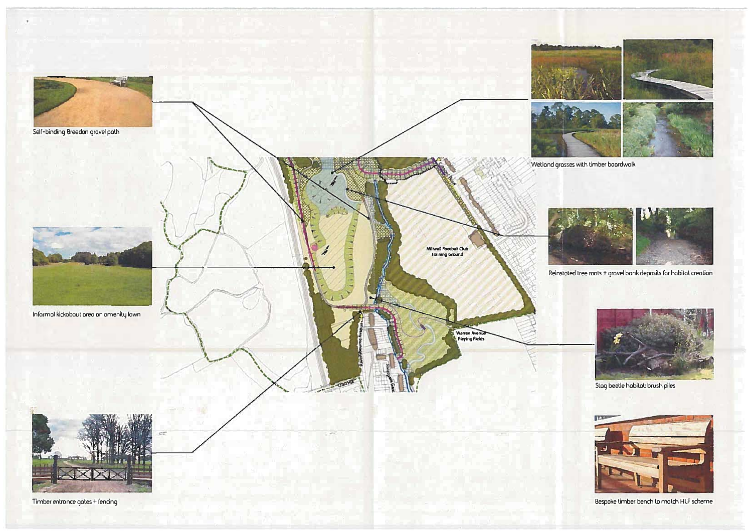Self-binding Breedon gravel path

Informal kickabout area on amenity lawn

Timber entrance gates + fencing

Wetland grasses with timber boardwalk

Reinstated tree roots + gravel bank deposits for habitat creation

Stag beetle habitat brush piles

Bespoke timber bench to match HLF scheme

Millwall Football Club Training Ground

Warren Avenue Playing Fields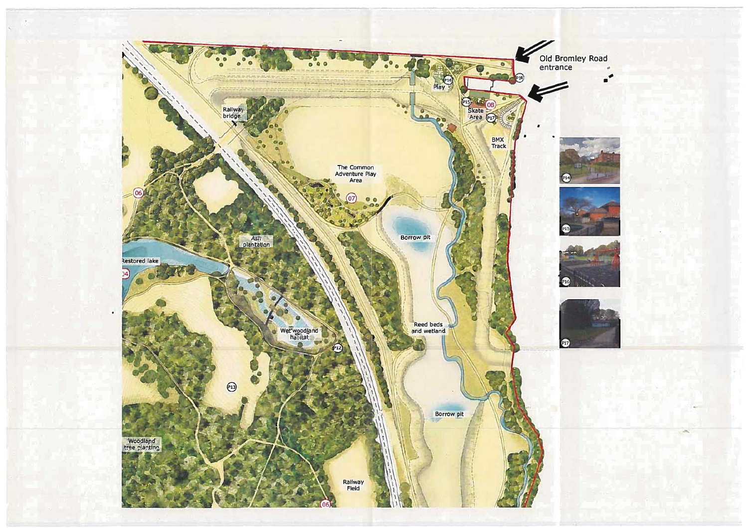Old Bromley Road entrance

Railway bridge

Play

P16

P14

P15

08

Skate Area

P17

BMX Track

The Common Adventure Play Area

07

06

Ash plantation

Borrow pit

Restored lake

04

Wet woodland habitat

P12

Reed beds and wetland

P13

Borrow pit

Woodland tree planting

Railway Field

06

P14

P15

P16

P17